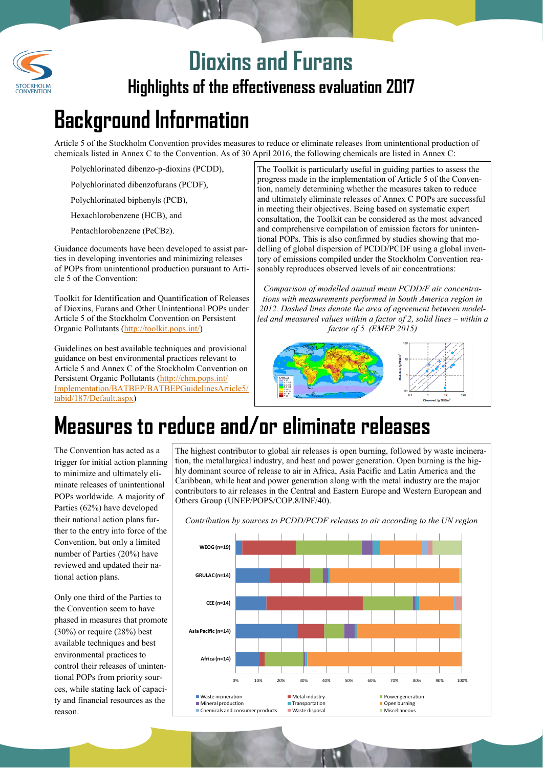# Dioxins and Furans

## Highlights of the effectiveness evaluation 2017

# Background Information

Article 5 of the Stockholm Convention provides measures to reduce or eliminate releases from unintentional production of chemicals listed in Annex C to the Convention. As of 30 April 2016, the following chemicals are listed in Annex C:

- Polychlorinated dibenzo-p-dioxins (PCDD),
- Polychlorinated dibenzofurans (PCDF),
- Polychlorinated biphenyls (PCB),
- Hexachlorobenzene (HCB), and
- Pentachlorobenzene (PeCBz).

Guidance documents have been developed to assist parties in developing inventories and minimizing releases of POPs from unintentional production pursuant to Article 5 of the Convention:

Toolkit for Identification and Quantification of Releases of Dioxins, Furans and Other Unintentional POPs under Article 5 of the Stockholm Convention on Persistent Organic Pollutants (http://toolkit.pops.int/)

Guidelines on best available techniques and provisional guidance on best environmental practices relevant to Article 5 and Annex C of the Stockholm Convention on Persistent Organic Pollutants (http://chm.pops.int/Implementation/BATBEP/BATBEPGuidelinesArticle5/tabid/187/Default.aspx)

The Toolkit is particularly useful in guiding parties to assess the progress made in the implementation of Article 5 of the Convention, namely determining whether the measures taken to reduce and ultimately eliminate releases of Annex C POPs are successful in meeting their objectives. Being based on systematic expert consultation, the Toolkit can be considered as the most advanced and comprehensive compilation of emission factors for unintentional POPs. This is also confirmed by studies showing that modelling of global dispersion of PCDD/PCDF using a global inventory of emissions compiled under the Stockholm Convention reasonably reproduces observed levels of air concentrations:

*Comparison of modelled annual mean PCDD/F air concentrations with measurements performed in South America region in 2012. Dashed lines denote the area of agreement between modelled and measured values within a factor of 2, solid lines – within a factor of 5 (EMEP 2015)*

# Measures to reduce and/or eliminate releases

The Convention has acted as a trigger for initial action planning to minimize and ultimately eliminate releases of unintentional POPs worldwide. A majority of Parties (62%) have developed their national action plans further to the entry into force of the Convention, but only a limited number of Parties (20%) have reviewed and updated their national action plans.

Only one third of the Parties to the Convention seem to have phased in measures that promote (30%) or require (28%) best available techniques and best environmental practices to control their releases of unintentional POPs from priority sources, while stating lack of capacity and financial resources as the reason.

The highest contributor to global air releases is open burning, followed by waste incineration, the metallurgical industry, and heat and power generation. Open burning is the highly dominant source of release to air in Africa, Asia Pacific and Latin America and the Caribbean, while heat and power generation along with the metal industry are the major contributors to air releases in the Central and Eastern Europe and Western European and Others Group (UNEP/POPS/COP.8/INF/40).

*Contribution by sources to PCDD/PCDF releases to air according to the UN region*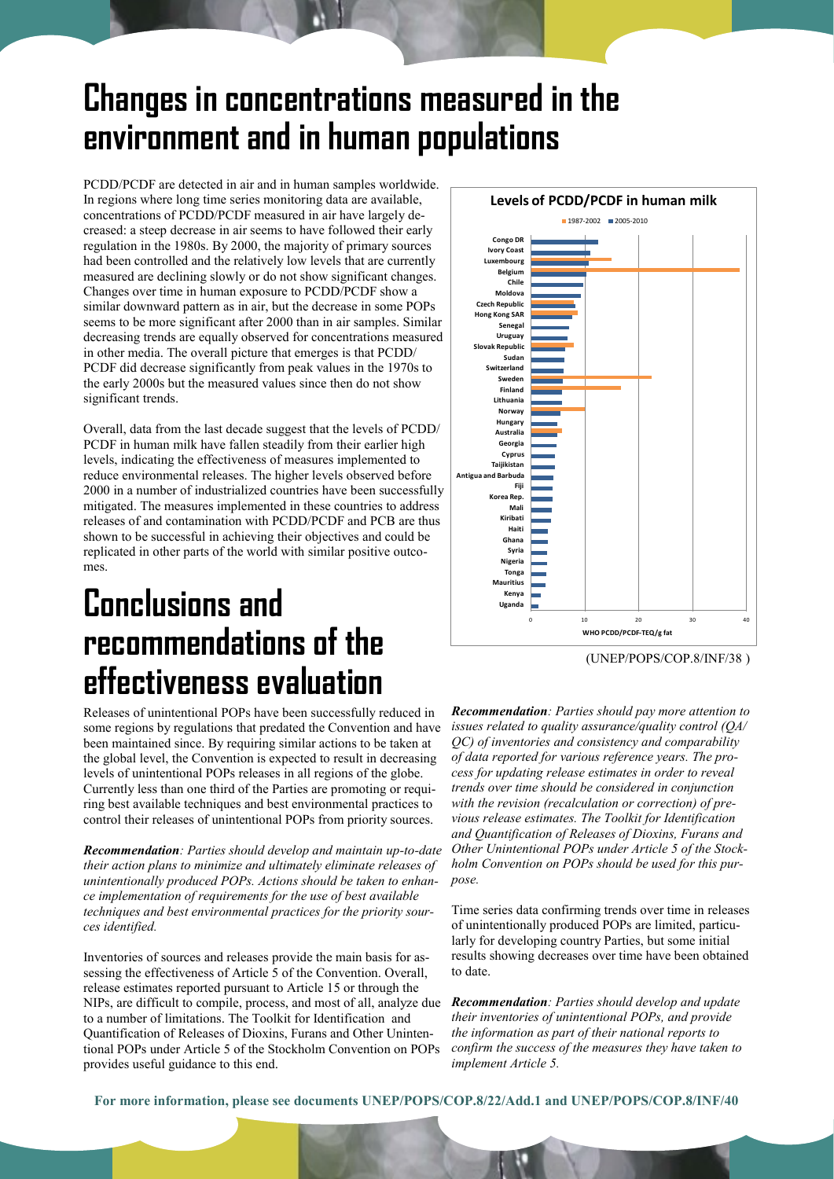# Changes in concentrations measured in the environment and in human populations

PCDD/PCDF are detected in air and in human samples worldwide. In regions where long time series monitoring data are available, concentrations of PCDD/PCDF measured in air have largely decreased: a steep decrease in air seems to have followed their early regulation in the 1980s. By 2000, the majority of primary sources had been controlled and the relatively low levels that are currently measured are declining slowly or do not show significant changes. Changes over time in human exposure to PCDD/PCDF show a similar downward pattern as in air, but the decrease in some POPs seems to be more significant after 2000 than in air samples. Similar decreasing trends are equally observed for concentrations measured in other media. The overall picture that emerges is that PCDD/PCDF did decrease significantly from peak values in the 1970s to the early 2000s but the measured values since then do not show significant trends.

Overall, data from the last decade suggest that the levels of PCDD/PCDF in human milk have fallen steadily from their earlier high levels, indicating the effectiveness of measures implemented to reduce environmental releases. The higher levels observed before 2000 in a number of industrialized countries have been successfully mitigated. The measures implemented in these countries to address releases of and contamination with PCDD/PCDF and PCB are thus shown to be successful in achieving their objectives and could be replicated in other parts of the world with similar positive outcomes.

**Levels of PCDD/PCDF in human milk**

1987-2002 2005-2010

Congo DR
Ivory Coast
Luxembourg
Belgium
Chile
Moldova
Czech Republic
Hong Kong SAR
Senegal
Uruguay
Slovak Republic
Sudan
Switzerland
Sweden
Finland
Lithuania
Norway
Hungary
Australia
Georgia
Cyprus
Taijikistan
Antigua and Barbuda
Fiji
Korea Rep.
Mali
Kiribati
Haiti
Ghana
Syria
Nigeria
Tonga
Mauritius
Kenya
Uganda

0 10 20 30 40

WHO PCDD/PCDF-TEQ/g fat

(UNEP/POPS/COP.8/INF/38 )

# Conclusions and recommendations of the effectiveness evaluation

Releases of unintentional POPs have been successfully reduced in some regions by regulations that predated the Convention and have been maintained since. By requiring similar actions to be taken at the global level, the Convention is expected to result in decreasing levels of unintentional POPs releases in all regions of the globe. Currently less than one third of the Parties are promoting or requiring best available techniques and best environmental practices to control their releases of unintentional POPs from priority sources.

***Recommendation****: Parties should develop and maintain up-to-date their action plans to minimize and ultimately eliminate releases of unintentionally produced POPs. Actions should be taken to enhance implementation of requirements for the use of best available techniques and best environmental practices for the priority sources identified.*

Inventories of sources and releases provide the main basis for assessing the effectiveness of Article 5 of the Convention. Overall, release estimates reported pursuant to Article 15 or through the NIPs, are difficult to compile, process, and most of all, analyze due to a number of limitations. The Toolkit for Identification and Quantification of Releases of Dioxins, Furans and Other Unintentional POPs under Article 5 of the Stockholm Convention on POPs provides useful guidance to this end.

***Recommendation****: Parties should pay more attention to issues related to quality assurance/quality control (QA/QC) of inventories and consistency and comparability of data reported for various reference years. The process for updating release estimates in order to reveal trends over time should be considered in conjunction with the revision (recalculation or correction) of previous release estimates. The Toolkit for Identification and Quantification of Releases of Dioxins, Furans and Other Unintentional POPs under Article 5 of the Stockholm Convention on POPs should be used for this purpose.*

Time series data confirming trends over time in releases of unintentionally produced POPs are limited, particularly for developing country Parties, but some initial results showing decreases over time have been obtained to date.

***Recommendation****: Parties should develop and update their inventories of unintentional POPs, and provide the information as part of their national reports to confirm the success of the measures they have taken to implement Article 5.*

**For more information, please see documents UNEP/POPS/COP.8/22/Add.1 and UNEP/POPS/COP.8/INF/40**